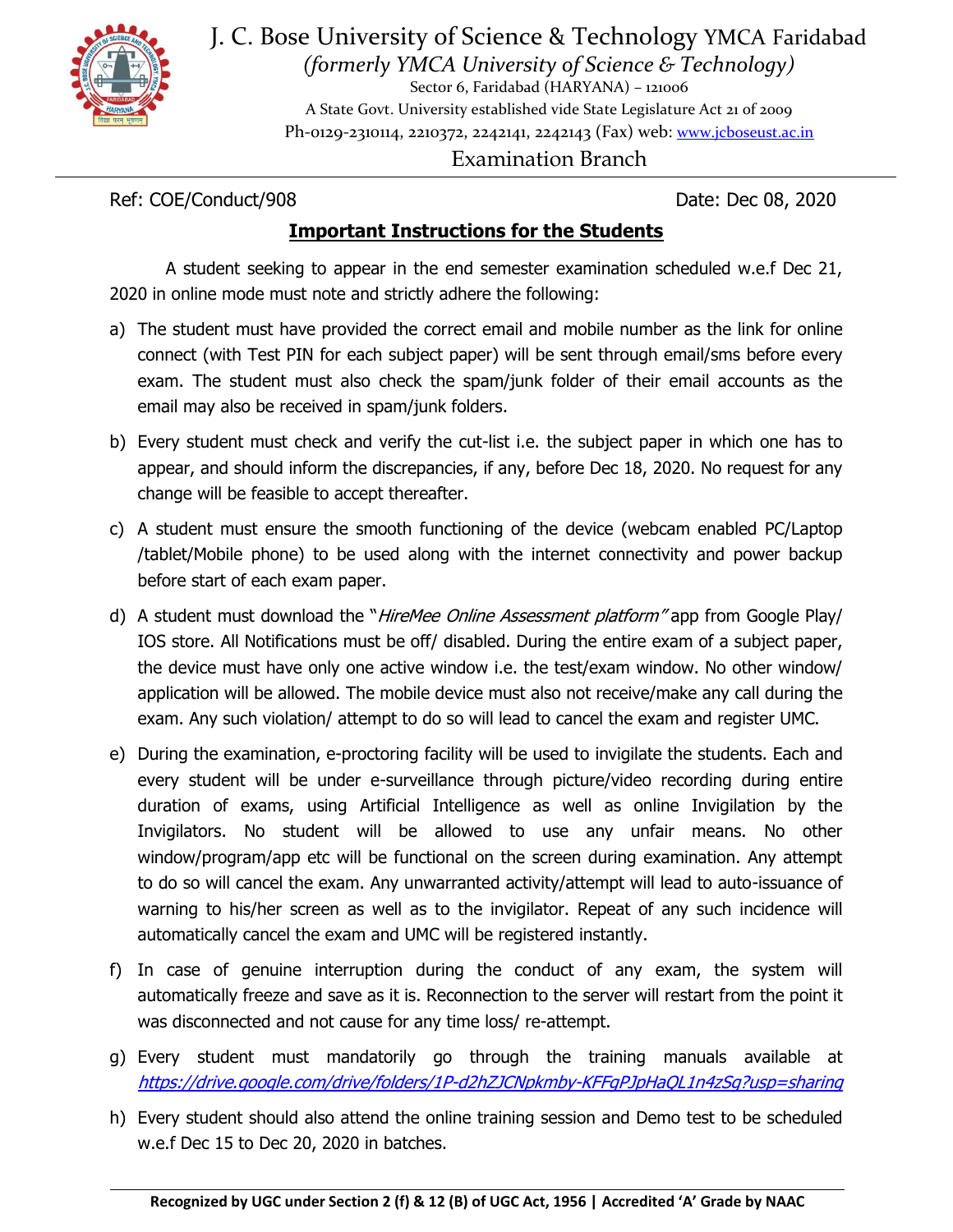# J. C. Bose University of Science & Technology YMCA Faridabad

*(formerly YMCA University of Science & Technology)*

Sector 6, Faridabad (HARYANA) – 121006

A State Govt. University established vide State Legislature Act 21 of 2009

Ph-0129-2310114, 2210372, 2242141, 2242143 (Fax) web: www.jcboseust.ac.in

Examination Branch

Ref: COE/Conduct/908 Date: Dec 08, 2020

## Important Instructions for the Students

A student seeking to appear in the end semester examination scheduled w.e.f Dec 21, 2020 in online mode must note and strictly adhere the following:

a) The student must have provided the correct email and mobile number as the link for online connect (with Test PIN for each subject paper) will be sent through email/sms before every exam. The student must also check the spam/junk folder of their email accounts as the email may also be received in spam/junk folders.

b) Every student must check and verify the cut-list i.e. the subject paper in which one has to appear, and should inform the discrepancies, if any, before Dec 18, 2020. No request for any change will be feasible to accept thereafter.

c) A student must ensure the smooth functioning of the device (webcam enabled PC/Laptop /tablet/Mobile phone) to be used along with the internet connectivity and power backup before start of each exam paper.

d) A student must download the "*HireMee Online Assessment platform"* app from Google Play/ IOS store. All Notifications must be off/ disabled. During the entire exam of a subject paper, the device must have only one active window i.e. the test/exam window. No other window/ application will be allowed. The mobile device must also not receive/make any call during the exam. Any such violation/ attempt to do so will lead to cancel the exam and register UMC.

e) During the examination, e-proctoring facility will be used to invigilate the students. Each and every student will be under e-surveillance through picture/video recording during entire duration of exams, using Artificial Intelligence as well as online Invigilation by the Invigilators. No student will be allowed to use any unfair means. No other window/program/app etc will be functional on the screen during examination. Any attempt to do so will cancel the exam. Any unwarranted activity/attempt will lead to auto-issuance of warning to his/her screen as well as to the invigilator. Repeat of any such incidence will automatically cancel the exam and UMC will be registered instantly.

f) In case of genuine interruption during the conduct of any exam, the system will automatically freeze and save as it is. Reconnection to the server will restart from the point it was disconnected and not cause for any time loss/ re-attempt.

g) Every student must mandatorily go through the training manuals available at *https://drive.google.com/drive/folders/1P-d2hZJCNpkmby-KFFgPJpHaQL1n4zSg?usp=sharing*

h) Every student should also attend the online training session and Demo test to be scheduled w.e.f Dec 15 to Dec 20, 2020 in batches.

**Recognized by UGC under Section 2 (f) & 12 (B) of UGC Act, 1956 | Accredited 'A' Grade by NAAC**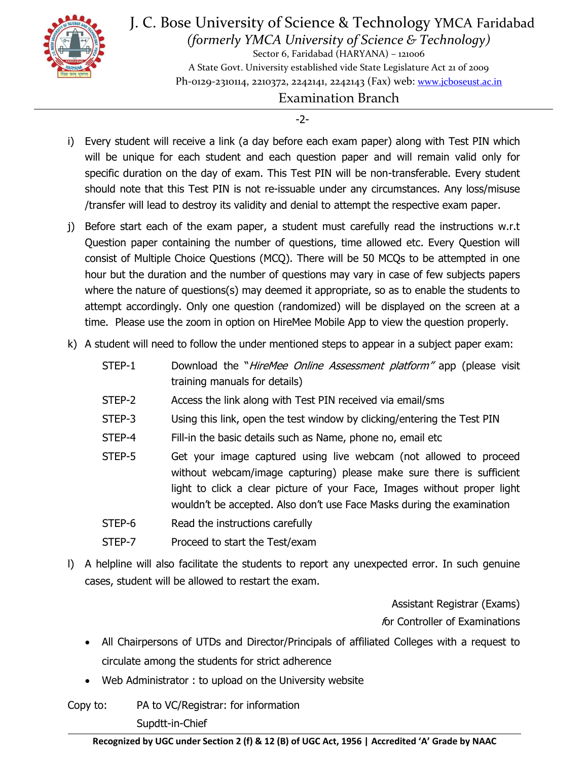i) Every student will receive a link (a day before each exam paper) along with Test PIN which will be unique for each student and each question paper and will remain valid only for specific duration on the day of exam. This Test PIN will be non-transferable. Every student should note that this Test PIN is not re-issuable under any circumstances. Any loss/misuse /transfer will lead to destroy its validity and denial to attempt the respective exam paper.

j) Before start each of the exam paper, a student must carefully read the instructions w.r.t Question paper containing the number of questions, time allowed etc. Every Question will consist of Multiple Choice Questions (MCQ). There will be 50 MCQs to be attempted in one hour but the duration and the number of questions may vary in case of few subjects papers where the nature of questions(s) may deemed it appropriate, so as to enable the students to attempt accordingly. Only one question (randomized) will be displayed on the screen at a time. Please use the zoom in option on HireMee Mobile App to view the question properly.

k) A student will need to follow the under mentioned steps to appear in a subject paper exam:

| | |
|---|---|
| STEP-1 | Download the "*HireMee Online Assessment platform"* app (please visit training manuals for details) |
| STEP-2 | Access the link along with Test PIN received via email/sms |
| STEP-3 | Using this link, open the test window by clicking/entering the Test PIN |
| STEP-4 | Fill-in the basic details such as Name, phone no, email etc |
| STEP-5 | Get your image captured using live webcam (not allowed to proceed without webcam/image capturing) please make sure there is sufficient light to click a clear picture of your Face, Images without proper light wouldn't be accepted. Also don't use Face Masks during the examination |
| STEP-6 | Read the instructions carefully |
| STEP-7 | Proceed to start the Test/exam |

l) A helpline will also facilitate the students to report any unexpected error. In such genuine cases, student will be allowed to restart the exam.

Assistant Registrar (Exams)
for Controller of Examinations

- All Chairpersons of UTDs and Director/Principals of affiliated Colleges with a request to circulate among the students for strict adherence
- Web Administrator : to upload on the University website

Copy to: PA to VC/Registrar: for information
Supdtt-in-Chief